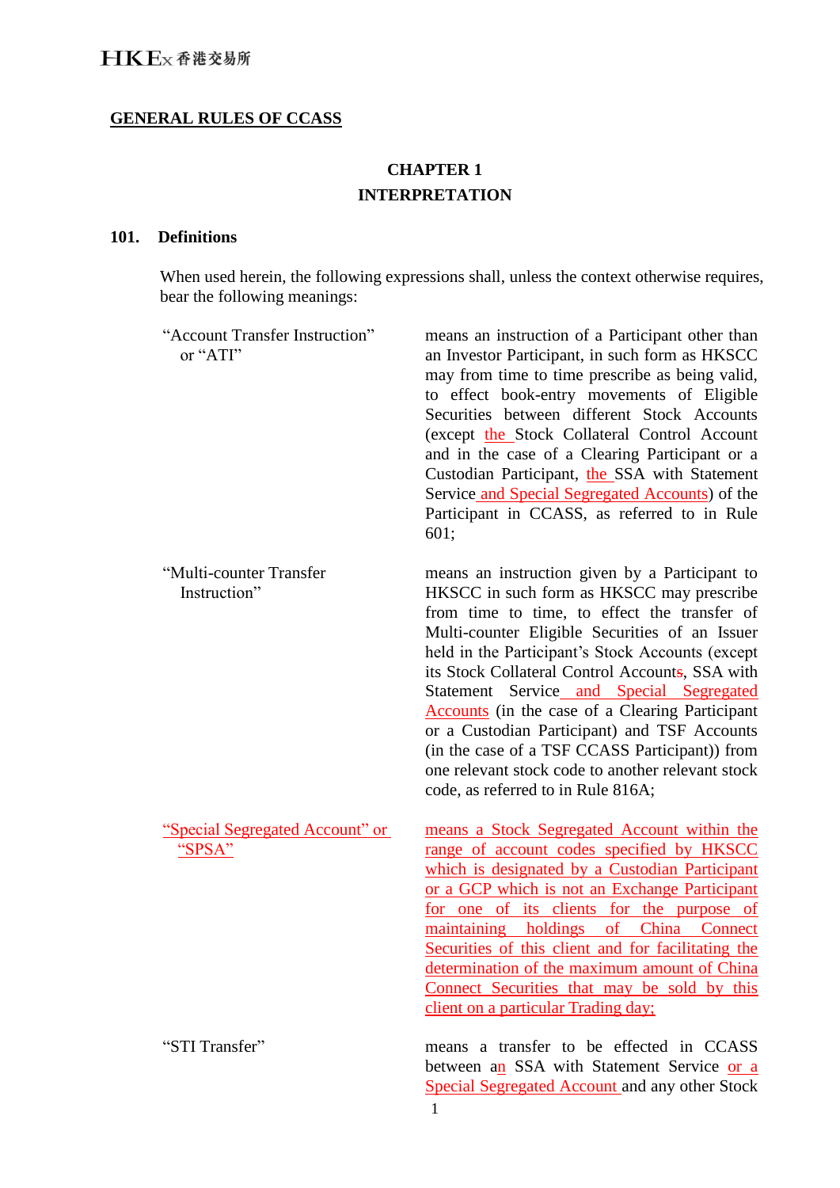## GENERAL RULES OF CCASS

### CHAPTER 1
### INTERPRETATION

**101. Definitions**

When used herein, the following expressions shall, unless the context otherwise requires, bear the following meanings:

| Term | Meaning |
|---|---|
| "Account Transfer Instruction" or "ATI" | means an instruction of a Participant other than an Investor Participant, in such form as HKSCC may from time to time prescribe as being valid, to effect book-entry movements of Eligible Securities between different Stock Accounts (except the Stock Collateral Control Account and in the case of a Clearing Participant or a Custodian Participant, the SSA with Statement Service and Special Segregated Accounts) of the Participant in CCASS, as referred to in Rule 601; |
| "Multi-counter Transfer Instruction" | means an instruction given by a Participant to HKSCC in such form as HKSCC may prescribe from time to time, to effect the transfer of Multi-counter Eligible Securities of an Issuer held in the Participant's Stock Accounts (except its Stock Collateral Control Accounts, SSA with Statement Service and Special Segregated Accounts (in the case of a Clearing Participant or a Custodian Participant) and TSF Accounts (in the case of a TSF CCASS Participant)) from one relevant stock code to another relevant stock code, as referred to in Rule 816A; |
| "Special Segregated Account" or "SPSA" | means a Stock Segregated Account within the range of account codes specified by HKSCC which is designated by a Custodian Participant or a GCP which is not an Exchange Participant for one of its clients for the purpose of maintaining holdings of China Connect Securities of this client and for facilitating the determination of the maximum amount of China Connect Securities that may be sold by this client on a particular Trading day; |
| "STI Transfer" | means a transfer to be effected in CCASS between an SSA with Statement Service or a Special Segregated Account and any other Stock |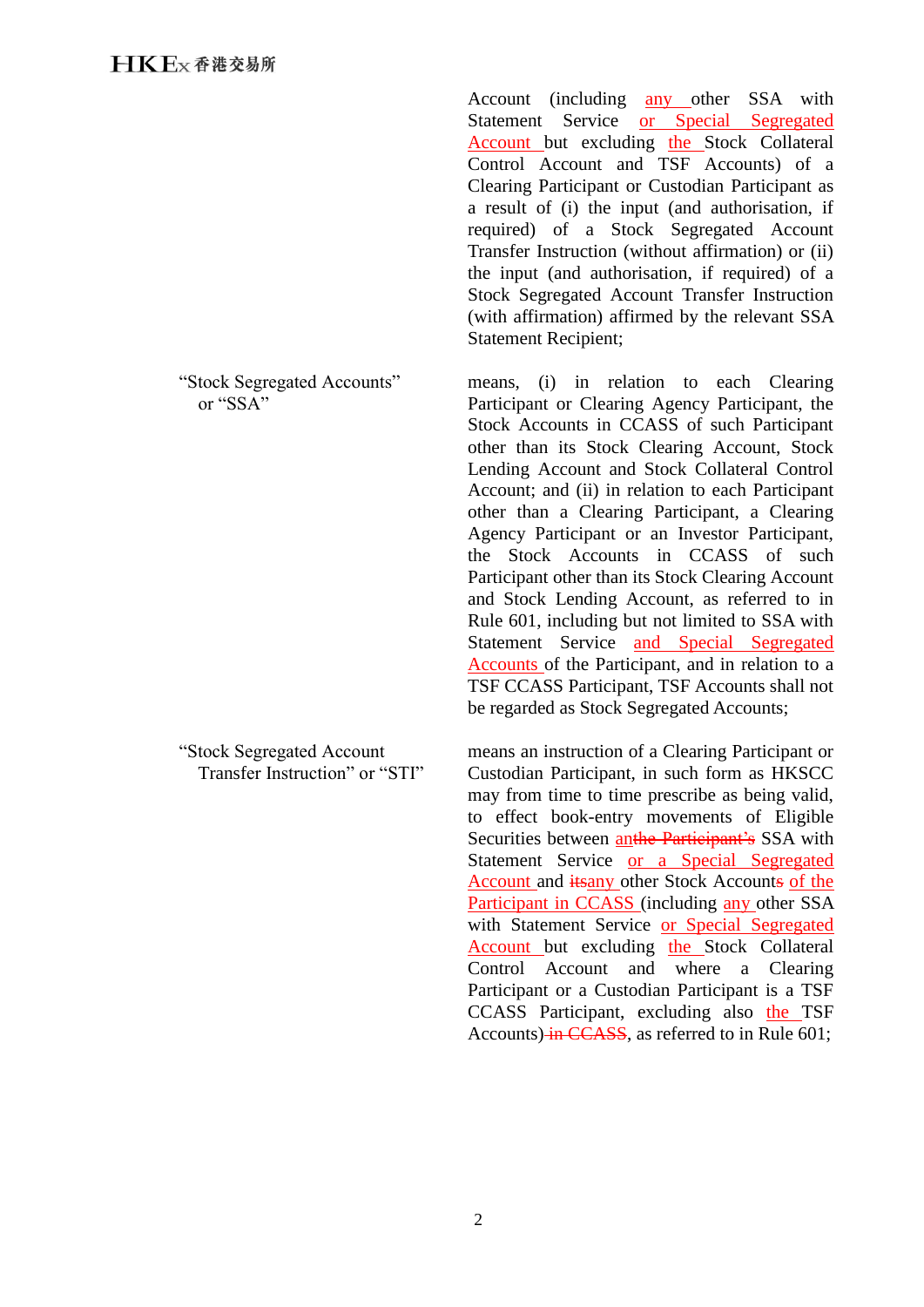Account (including any other SSA with Statement Service or Special Segregated Account but excluding the Stock Collateral Control Account and TSF Accounts) of a Clearing Participant or Custodian Participant as a result of (i) the input (and authorisation, if required) of a Stock Segregated Account Transfer Instruction (without affirmation) or (ii) the input (and authorisation, if required) of a Stock Segregated Account Transfer Instruction (with affirmation) affirmed by the relevant SSA Statement Recipient;

| | |
|---|---|
| "Stock Segregated Accounts" or "SSA" | means, (i) in relation to each Clearing Participant or Clearing Agency Participant, the Stock Accounts in CCASS of such Participant other than its Stock Clearing Account, Stock Lending Account and Stock Collateral Control Account; and (ii) in relation to each Participant other than a Clearing Participant, a Clearing Agency Participant or an Investor Participant, the Stock Accounts in CCASS of such Participant other than its Stock Clearing Account and Stock Lending Account, as referred to in Rule 601, including but not limited to SSA with Statement Service and Special Segregated Accounts of the Participant, and in relation to a TSF CCASS Participant, TSF Accounts shall not be regarded as Stock Segregated Accounts; |
| "Stock Segregated Account Transfer Instruction" or "STI" | means an instruction of a Clearing Participant or Custodian Participant, in such form as HKSCC may from time to time prescribe as being valid, to effect book-entry movements of Eligible Securities between anthe Participant's SSA with Statement Service or a Special Segregated Account and itsany other Stock Accounts of the Participant in CCASS (including any other SSA with Statement Service or Special Segregated Account but excluding the Stock Collateral Control Account and where a Clearing Participant or a Custodian Participant is a TSF CCASS Participant, excluding also the TSF Accounts) in CCASS, as referred to in Rule 601; |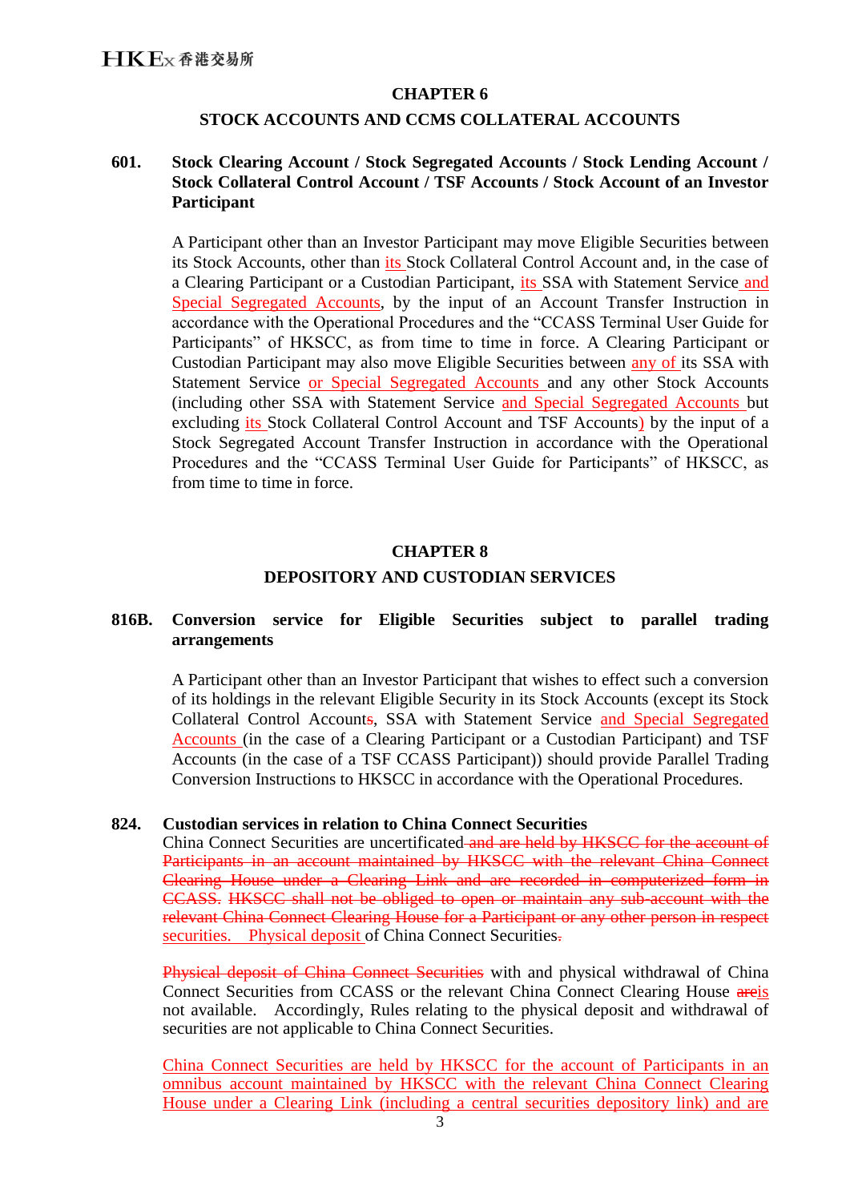## CHAPTER 6

## STOCK ACCOUNTS AND CCMS COLLATERAL ACCOUNTS

**601. Stock Clearing Account / Stock Segregated Accounts / Stock Lending Account / Stock Collateral Control Account / TSF Accounts / Stock Account of an Investor Participant**

A Participant other than an Investor Participant may move Eligible Securities between its Stock Accounts, other than its Stock Collateral Control Account and, in the case of a Clearing Participant or a Custodian Participant, its SSA with Statement Service and Special Segregated Accounts, by the input of an Account Transfer Instruction in accordance with the Operational Procedures and the "CCASS Terminal User Guide for Participants" of HKSCC, as from time to time in force. A Clearing Participant or Custodian Participant may also move Eligible Securities between any of its SSA with Statement Service or Special Segregated Accounts and any other Stock Accounts (including other SSA with Statement Service and Special Segregated Accounts but excluding its Stock Collateral Control Account and TSF Accounts) by the input of a Stock Segregated Account Transfer Instruction in accordance with the Operational Procedures and the "CCASS Terminal User Guide for Participants" of HKSCC, as from time to time in force.

## CHAPTER 8

## DEPOSITORY AND CUSTODIAN SERVICES

**816B. Conversion service for Eligible Securities subject to parallel trading arrangements**

A Participant other than an Investor Participant that wishes to effect such a conversion of its holdings in the relevant Eligible Security in its Stock Accounts (except its Stock Collateral Control Accounts, SSA with Statement Service and Special Segregated Accounts (in the case of a Clearing Participant or a Custodian Participant) and TSF Accounts (in the case of a TSF CCASS Participant)) should provide Parallel Trading Conversion Instructions to HKSCC in accordance with the Operational Procedures.

**824. Custodian services in relation to China Connect Securities**

China Connect Securities are uncertificated ~~and are held by HKSCC for the account of Participants in an account maintained by HKSCC with the relevant China Connect Clearing House under a Clearing Link and are recorded in computerized form in CCASS. HKSCC shall not be obliged to open or maintain any sub-account with the relevant China Connect Clearing House for a Participant or any other person in respect securities.~~ Physical deposit of China Connect Securities~~.~~

~~Physical deposit of China Connect Securities~~ with and physical withdrawal of China Connect Securities from CCASS or the relevant China Connect Clearing House ~~are~~is not available. Accordingly, Rules relating to the physical deposit and withdrawal of securities are not applicable to China Connect Securities.

China Connect Securities are held by HKSCC for the account of Participants in an omnibus account maintained by HKSCC with the relevant China Connect Clearing House under a Clearing Link (including a central securities depository link) and are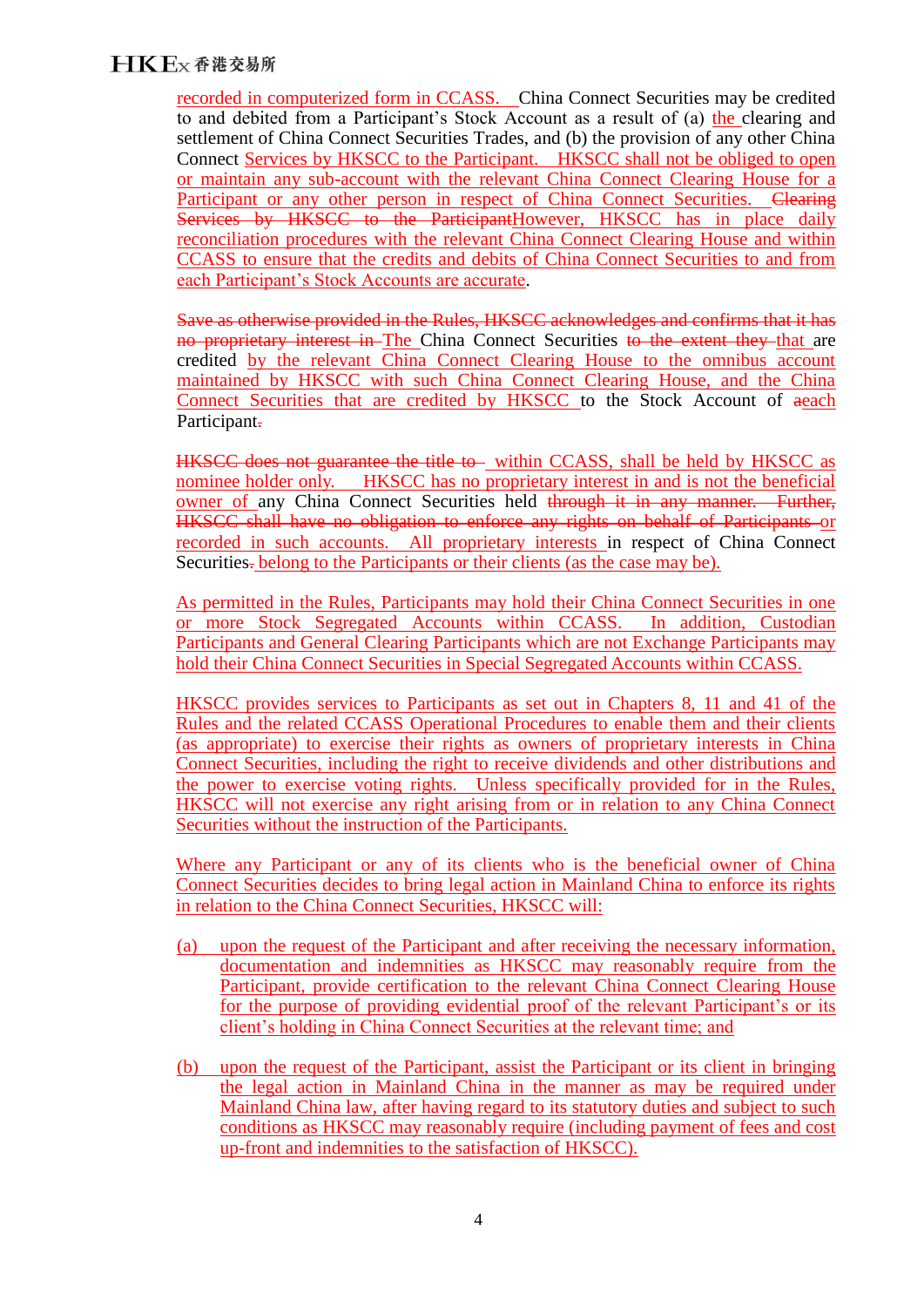recorded in computerized form in CCASS. China Connect Securities may be credited to and debited from a Participant's Stock Account as a result of (a) the clearing and settlement of China Connect Securities Trades, and (b) the provision of any other China Connect Services by HKSCC to the Participant. HKSCC shall not be obliged to open or maintain any sub-account with the relevant China Connect Clearing House for a Participant or any other person in respect of China Connect Securities. ~~Clearing Services by HKSCC to the Participant~~However, HKSCC has in place daily reconciliation procedures with the relevant China Connect Clearing House and within CCASS to ensure that the credits and debits of China Connect Securities to and from each Participant's Stock Accounts are accurate.

~~Save as otherwise provided in the Rules, HKSCC acknowledges and confirms that it has no proprietary interest in~~ The China Connect Securities ~~to the extent they~~ that are credited by the relevant China Connect Clearing House to the omnibus account maintained by HKSCC with such China Connect Clearing House, and the China Connect Securities that are credited by HKSCC to the Stock Account of ~~a~~each Participant~~.~~

~~HKSCC does not guarantee the title to~~ within CCASS, shall be held by HKSCC as nominee holder only. HKSCC has no proprietary interest in and is not the beneficial owner of any China Connect Securities held ~~through it in any manner. Further, HKSCC shall have no obligation to enforce any rights on behalf of Participants~~ or recorded in such accounts. All proprietary interests in respect of China Connect Securities~~.~~ belong to the Participants or their clients (as the case may be).

As permitted in the Rules, Participants may hold their China Connect Securities in one or more Stock Segregated Accounts within CCASS. In addition, Custodian Participants and General Clearing Participants which are not Exchange Participants may hold their China Connect Securities in Special Segregated Accounts within CCASS.

HKSCC provides services to Participants as set out in Chapters 8, 11 and 41 of the Rules and the related CCASS Operational Procedures to enable them and their clients (as appropriate) to exercise their rights as owners of proprietary interests in China Connect Securities, including the right to receive dividends and other distributions and the power to exercise voting rights. Unless specifically provided for in the Rules, HKSCC will not exercise any right arising from or in relation to any China Connect Securities without the instruction of the Participants.

Where any Participant or any of its clients who is the beneficial owner of China Connect Securities decides to bring legal action in Mainland China to enforce its rights in relation to the China Connect Securities, HKSCC will:

(a) upon the request of the Participant and after receiving the necessary information, documentation and indemnities as HKSCC may reasonably require from the Participant, provide certification to the relevant China Connect Clearing House for the purpose of providing evidential proof of the relevant Participant's or its client's holding in China Connect Securities at the relevant time; and

(b) upon the request of the Participant, assist the Participant or its client in bringing the legal action in Mainland China in the manner as may be required under Mainland China law, after having regard to its statutory duties and subject to such conditions as HKSCC may reasonably require (including payment of fees and cost up-front and indemnities to the satisfaction of HKSCC).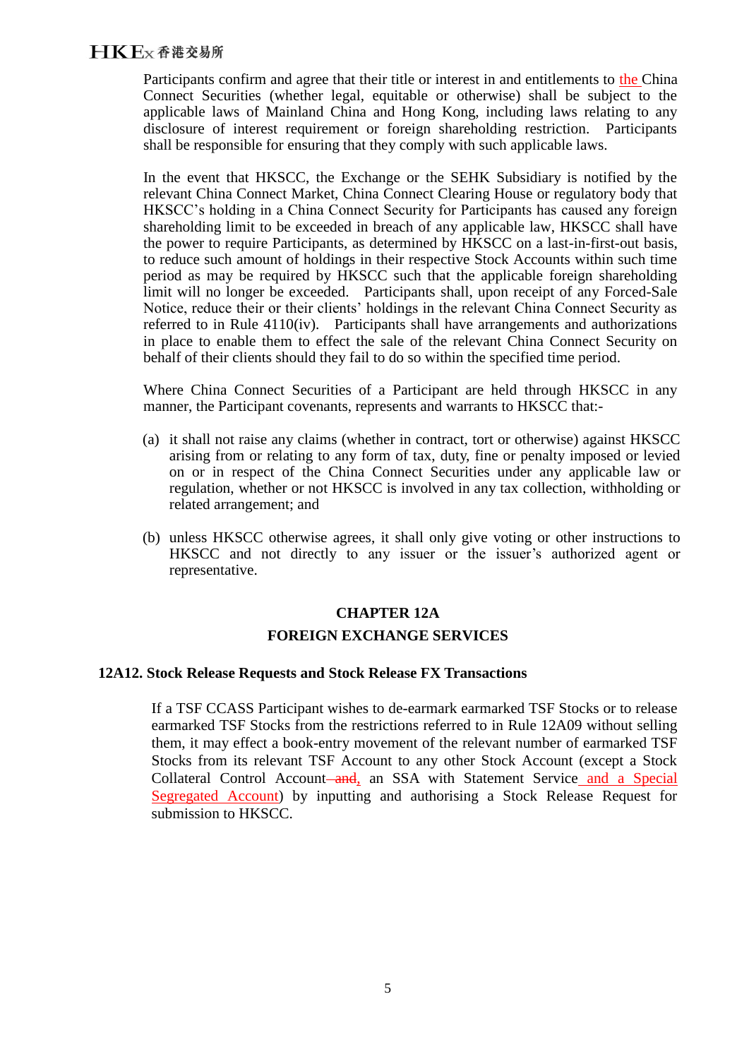Participants confirm and agree that their title or interest in and entitlements to the China Connect Securities (whether legal, equitable or otherwise) shall be subject to the applicable laws of Mainland China and Hong Kong, including laws relating to any disclosure of interest requirement or foreign shareholding restriction. Participants shall be responsible for ensuring that they comply with such applicable laws.

In the event that HKSCC, the Exchange or the SEHK Subsidiary is notified by the relevant China Connect Market, China Connect Clearing House or regulatory body that HKSCC's holding in a China Connect Security for Participants has caused any foreign shareholding limit to be exceeded in breach of any applicable law, HKSCC shall have the power to require Participants, as determined by HKSCC on a last-in-first-out basis, to reduce such amount of holdings in their respective Stock Accounts within such time period as may be required by HKSCC such that the applicable foreign shareholding limit will no longer be exceeded. Participants shall, upon receipt of any Forced-Sale Notice, reduce their or their clients' holdings in the relevant China Connect Security as referred to in Rule 4110(iv). Participants shall have arrangements and authorizations in place to enable them to effect the sale of the relevant China Connect Security on behalf of their clients should they fail to do so within the specified time period.

Where China Connect Securities of a Participant are held through HKSCC in any manner, the Participant covenants, represents and warrants to HKSCC that:-

(a) it shall not raise any claims (whether in contract, tort or otherwise) against HKSCC arising from or relating to any form of tax, duty, fine or penalty imposed or levied on or in respect of the China Connect Securities under any applicable law or regulation, whether or not HKSCC is involved in any tax collection, withholding or related arrangement; and

(b) unless HKSCC otherwise agrees, it shall only give voting or other instructions to HKSCC and not directly to any issuer or the issuer's authorized agent or representative.

## CHAPTER 12A

## FOREIGN EXCHANGE SERVICES

### 12A12. Stock Release Requests and Stock Release FX Transactions

If a TSF CCASS Participant wishes to de-earmark earmarked TSF Stocks or to release earmarked TSF Stocks from the restrictions referred to in Rule 12A09 without selling them, it may effect a book-entry movement of the relevant number of earmarked TSF Stocks from its relevant TSF Account to any other Stock Account (except a Stock Collateral Control Account ~~and~~, an SSA with Statement Service and a Special Segregated Account) by inputting and authorising a Stock Release Request for submission to HKSCC.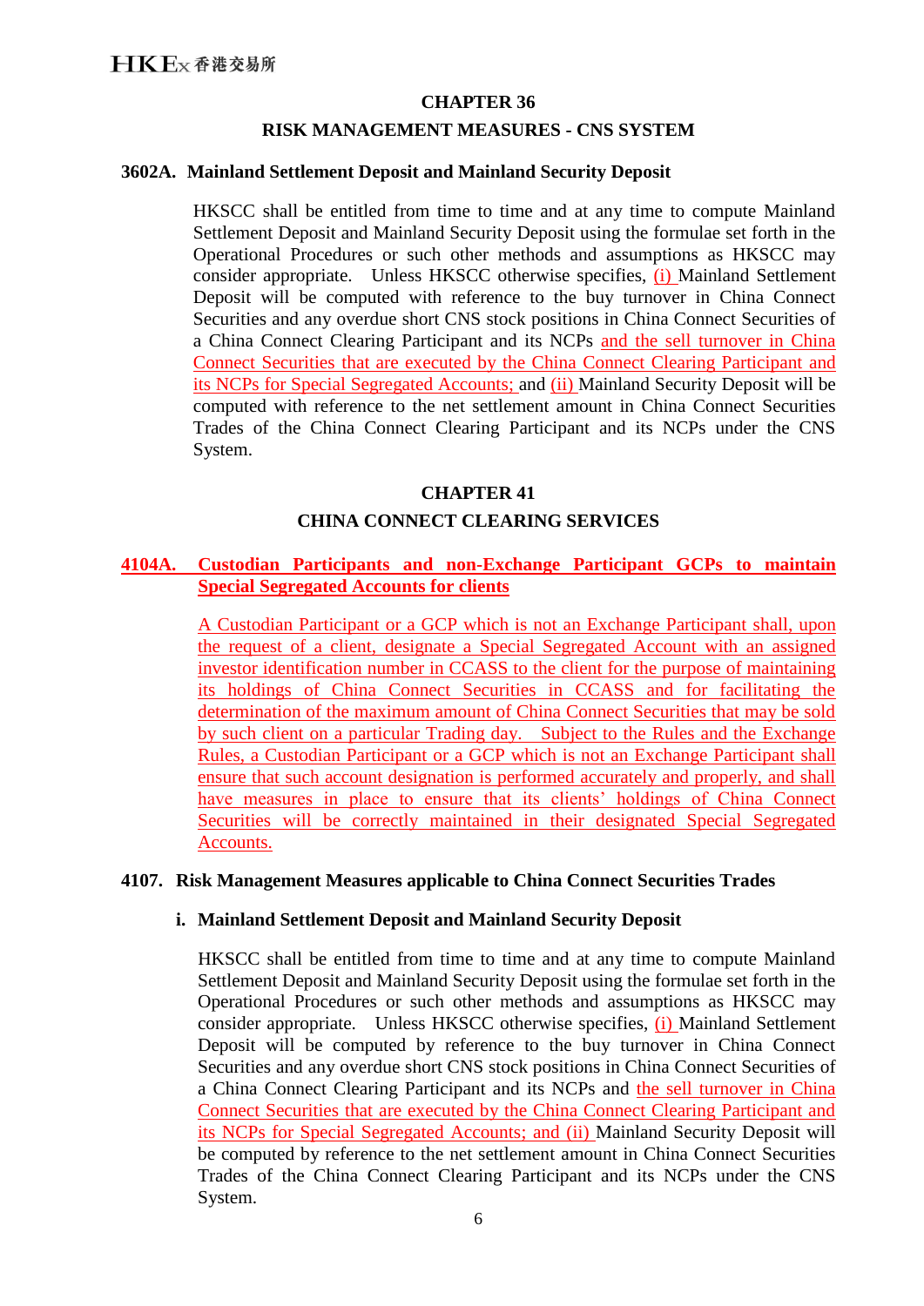## CHAPTER 36

## RISK MANAGEMENT MEASURES - CNS SYSTEM

**3602A. Mainland Settlement Deposit and Mainland Security Deposit**

HKSCC shall be entitled from time to time and at any time to compute Mainland Settlement Deposit and Mainland Security Deposit using the formulae set forth in the Operational Procedures or such other methods and assumptions as HKSCC may consider appropriate. Unless HKSCC otherwise specifies, (i) Mainland Settlement Deposit will be computed with reference to the buy turnover in China Connect Securities and any overdue short CNS stock positions in China Connect Securities of a China Connect Clearing Participant and its NCPs and the sell turnover in China Connect Securities that are executed by the China Connect Clearing Participant and its NCPs for Special Segregated Accounts; and (ii) Mainland Security Deposit will be computed with reference to the net settlement amount in China Connect Securities Trades of the China Connect Clearing Participant and its NCPs under the CNS System.

## CHAPTER 41

## CHINA CONNECT CLEARING SERVICES

**4104A. Custodian Participants and non-Exchange Participant GCPs to maintain Special Segregated Accounts for clients**

A Custodian Participant or a GCP which is not an Exchange Participant shall, upon the request of a client, designate a Special Segregated Account with an assigned investor identification number in CCASS to the client for the purpose of maintaining its holdings of China Connect Securities in CCASS and for facilitating the determination of the maximum amount of China Connect Securities that may be sold by such client on a particular Trading day. Subject to the Rules and the Exchange Rules, a Custodian Participant or a GCP which is not an Exchange Participant shall ensure that such account designation is performed accurately and properly, and shall have measures in place to ensure that its clients' holdings of China Connect Securities will be correctly maintained in their designated Special Segregated Accounts.

**4107. Risk Management Measures applicable to China Connect Securities Trades**

**i. Mainland Settlement Deposit and Mainland Security Deposit**

HKSCC shall be entitled from time to time and at any time to compute Mainland Settlement Deposit and Mainland Security Deposit using the formulae set forth in the Operational Procedures or such other methods and assumptions as HKSCC may consider appropriate. Unless HKSCC otherwise specifies, (i) Mainland Settlement Deposit will be computed by reference to the buy turnover in China Connect Securities and any overdue short CNS stock positions in China Connect Securities of a China Connect Clearing Participant and its NCPs and the sell turnover in China Connect Securities that are executed by the China Connect Clearing Participant and its NCPs for Special Segregated Accounts; and (ii) Mainland Security Deposit will be computed by reference to the net settlement amount in China Connect Securities Trades of the China Connect Clearing Participant and its NCPs under the CNS System.